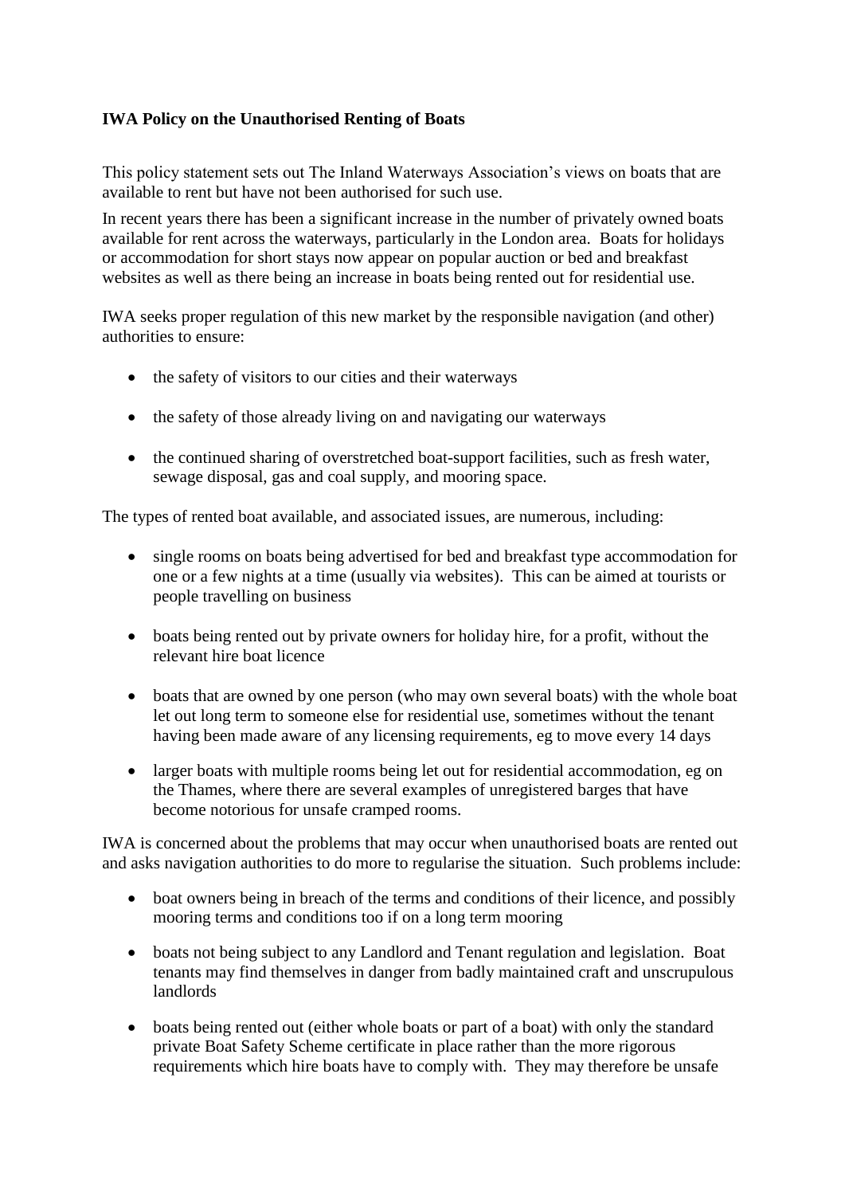**IWA Policy on the Unauthorised Renting of Boats**

This policy statement sets out The Inland Waterways Association's views on boats that are available to rent but have not been authorised for such use.

In recent years there has been a significant increase in the number of privately owned boats available for rent across the waterways, particularly in the London area. Boats for holidays or accommodation for short stays now appear on popular auction or bed and breakfast websites as well as there being an increase in boats being rented out for residential use.

IWA seeks proper regulation of this new market by the responsible navigation (and other) authorities to ensure:

- the safety of visitors to our cities and their waterways
- the safety of those already living on and navigating our waterways
- the continued sharing of overstretched boat-support facilities, such as fresh water, sewage disposal, gas and coal supply, and mooring space.

The types of rented boat available, and associated issues, are numerous, including:

- single rooms on boats being advertised for bed and breakfast type accommodation for one or a few nights at a time (usually via websites). This can be aimed at tourists or people travelling on business
- boats being rented out by private owners for holiday hire, for a profit, without the relevant hire boat licence
- boats that are owned by one person (who may own several boats) with the whole boat let out long term to someone else for residential use, sometimes without the tenant having been made aware of any licensing requirements, eg to move every 14 days
- larger boats with multiple rooms being let out for residential accommodation, eg on the Thames, where there are several examples of unregistered barges that have become notorious for unsafe cramped rooms.

IWA is concerned about the problems that may occur when unauthorised boats are rented out and asks navigation authorities to do more to regularise the situation. Such problems include:

- boat owners being in breach of the terms and conditions of their licence, and possibly mooring terms and conditions too if on a long term mooring
- boats not being subject to any Landlord and Tenant regulation and legislation. Boat tenants may find themselves in danger from badly maintained craft and unscrupulous landlords
- boats being rented out (either whole boats or part of a boat) with only the standard private Boat Safety Scheme certificate in place rather than the more rigorous requirements which hire boats have to comply with. They may therefore be unsafe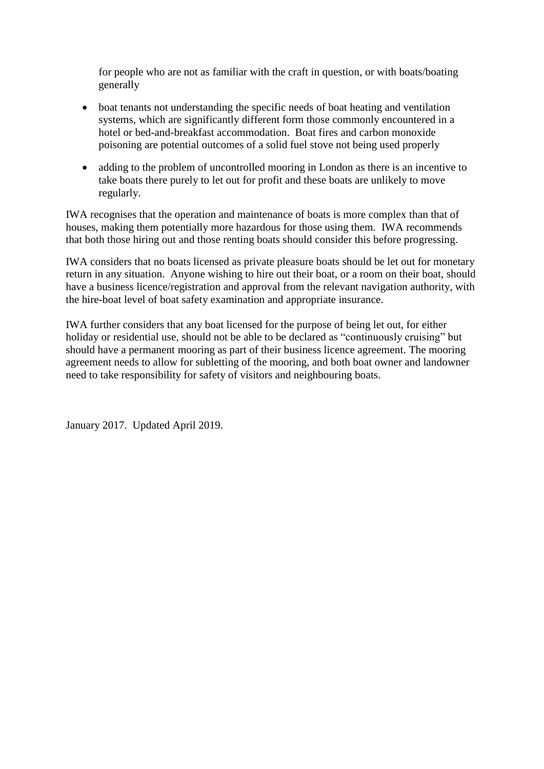for people who are not as familiar with the craft in question, or with boats/boating generally

- boat tenants not understanding the specific needs of boat heating and ventilation systems, which are significantly different form those commonly encountered in a hotel or bed-and-breakfast accommodation. Boat fires and carbon monoxide poisoning are potential outcomes of a solid fuel stove not being used properly
- adding to the problem of uncontrolled mooring in London as there is an incentive to take boats there purely to let out for profit and these boats are unlikely to move regularly.

IWA recognises that the operation and maintenance of boats is more complex than that of houses, making them potentially more hazardous for those using them. IWA recommends that both those hiring out and those renting boats should consider this before progressing.

IWA considers that no boats licensed as private pleasure boats should be let out for monetary return in any situation. Anyone wishing to hire out their boat, or a room on their boat, should have a business licence/registration and approval from the relevant navigation authority, with the hire-boat level of boat safety examination and appropriate insurance.

IWA further considers that any boat licensed for the purpose of being let out, for either holiday or residential use, should not be able to be declared as "continuously cruising" but should have a permanent mooring as part of their business licence agreement. The mooring agreement needs to allow for subletting of the mooring, and both boat owner and landowner need to take responsibility for safety of visitors and neighbouring boats.

January 2017. Updated April 2019.